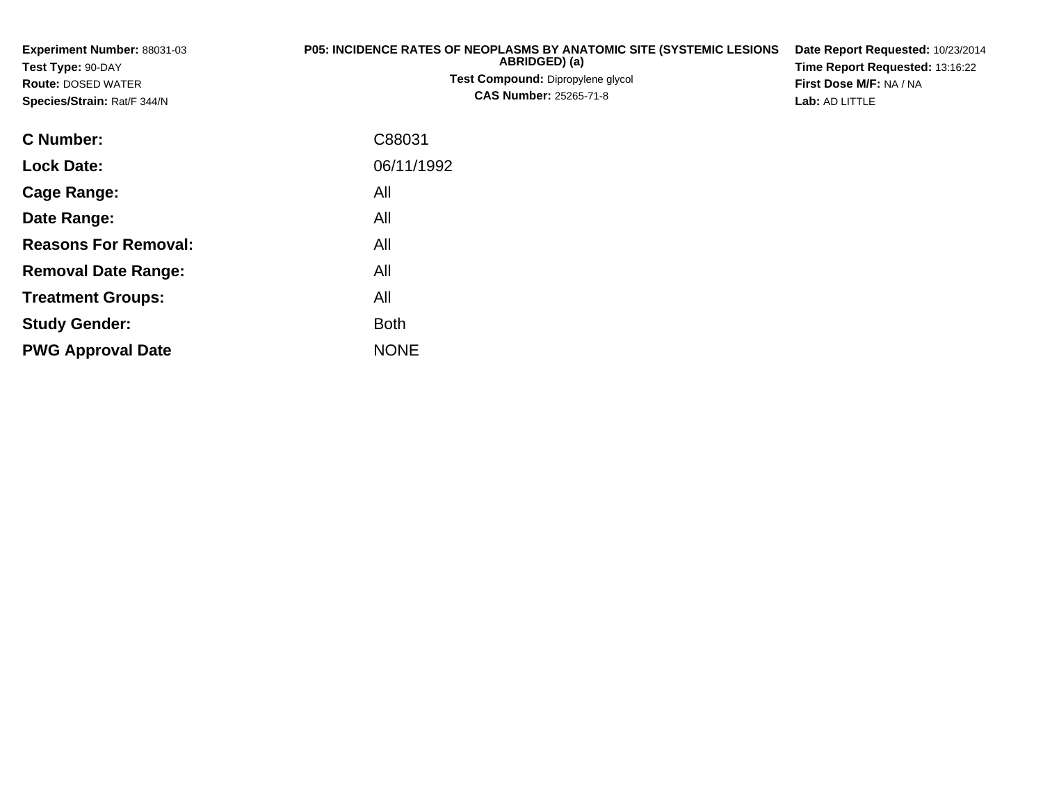**Experiment Number:** 88031-03
**Test Type:** 90-DAY
**Route:** DOSED WATER
**Species/Strain:** Rat/F 344/N

**P05: INCIDENCE RATES OF NEOPLASMS BY ANATOMIC SITE (SYSTEMIC LESIONS ABRIDGED) (a)**
**Test Compound:** Dipropylene glycol
**CAS Number:** 25265-71-8

**Date Report Requested:** 10/23/2014
**Time Report Requested:** 13:16:22
**First Dose M/F:** NA / NA
**Lab:** AD LITTLE

| | |
|---|---|
| **C Number:** | C88031 |
| **Lock Date:** | 06/11/1992 |
| **Cage Range:** | All |
| **Date Range:** | All |
| **Reasons For Removal:** | All |
| **Removal Date Range:** | All |
| **Treatment Groups:** | All |
| **Study Gender:** | Both |
| **PWG Approval Date** | NONE |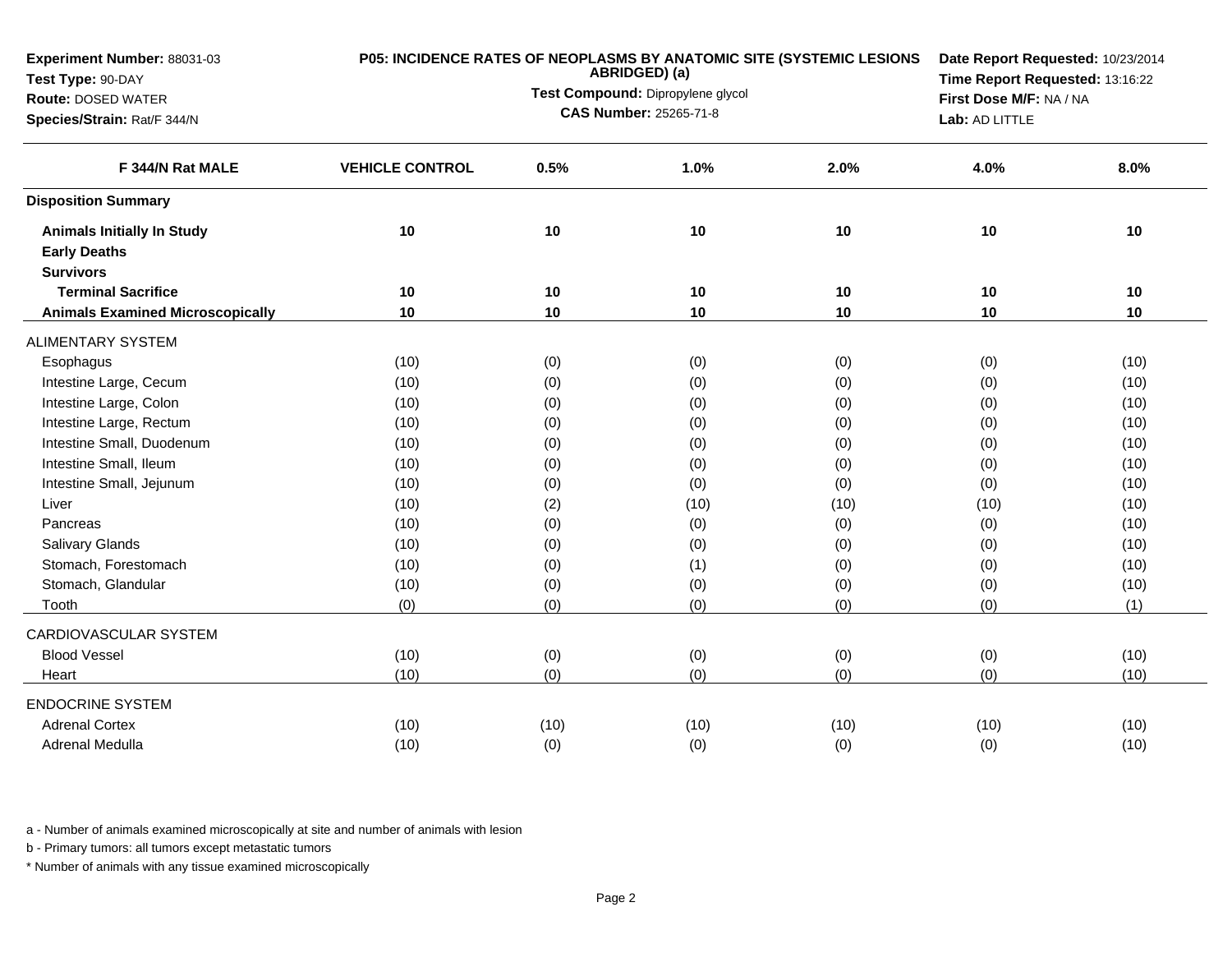**Experiment Number:** 88031-03
**Test Type:** 90-DAY
**Route:** DOSED WATER
**Species/Strain:** Rat/F 344/N

**P05: INCIDENCE RATES OF NEOPLASMS BY ANATOMIC SITE (SYSTEMIC LESIONS ABRIDGED) (a)**
**Test Compound:** Dipropylene glycol
**CAS Number:** 25265-71-8

**Date Report Requested:** 10/23/2014
**Time Report Requested:** 13:16:22
**First Dose M/F:** NA / NA
**Lab:** AD LITTLE

| F 344/N Rat MALE | VEHICLE CONTROL | 0.5% | 1.0% | 2.0% | 4.0% | 8.0% |
|---|---|---|---|---|---|---|
| **Disposition Summary** | | | | | | |
| **Animals Initially In Study** | 10 | 10 | 10 | 10 | 10 | 10 |
| **Early Deaths** | | | | | | |
| **Survivors** | | | | | | |
| **Terminal Sacrifice** | 10 | 10 | 10 | 10 | 10 | 10 |
| **Animals Examined Microscopically** | 10 | 10 | 10 | 10 | 10 | 10 |
| ALIMENTARY SYSTEM | | | | | | |
| Esophagus | (10) | (0) | (0) | (0) | (0) | (10) |
| Intestine Large, Cecum | (10) | (0) | (0) | (0) | (0) | (10) |
| Intestine Large, Colon | (10) | (0) | (0) | (0) | (0) | (10) |
| Intestine Large, Rectum | (10) | (0) | (0) | (0) | (0) | (10) |
| Intestine Small, Duodenum | (10) | (0) | (0) | (0) | (0) | (10) |
| Intestine Small, Ileum | (10) | (0) | (0) | (0) | (0) | (10) |
| Intestine Small, Jejunum | (10) | (0) | (0) | (0) | (0) | (10) |
| Liver | (10) | (2) | (10) | (10) | (10) | (10) |
| Pancreas | (10) | (0) | (0) | (0) | (0) | (10) |
| Salivary Glands | (10) | (0) | (0) | (0) | (0) | (10) |
| Stomach, Forestomach | (10) | (0) | (1) | (0) | (0) | (10) |
| Stomach, Glandular | (10) | (0) | (0) | (0) | (0) | (10) |
| Tooth | (0) | (0) | (0) | (0) | (0) | (1) |
| CARDIOVASCULAR SYSTEM | | | | | | |
| Blood Vessel | (10) | (0) | (0) | (0) | (0) | (10) |
| Heart | (10) | (0) | (0) | (0) | (0) | (10) |
| ENDOCRINE SYSTEM | | | | | | |
| Adrenal Cortex | (10) | (10) | (10) | (10) | (10) | (10) |
| Adrenal Medulla | (10) | (0) | (0) | (0) | (0) | (10) |

a - Number of animals examined microscopically at site and number of animals with lesion

b - Primary tumors: all tumors except metastatic tumors

* Number of animals with any tissue examined microscopically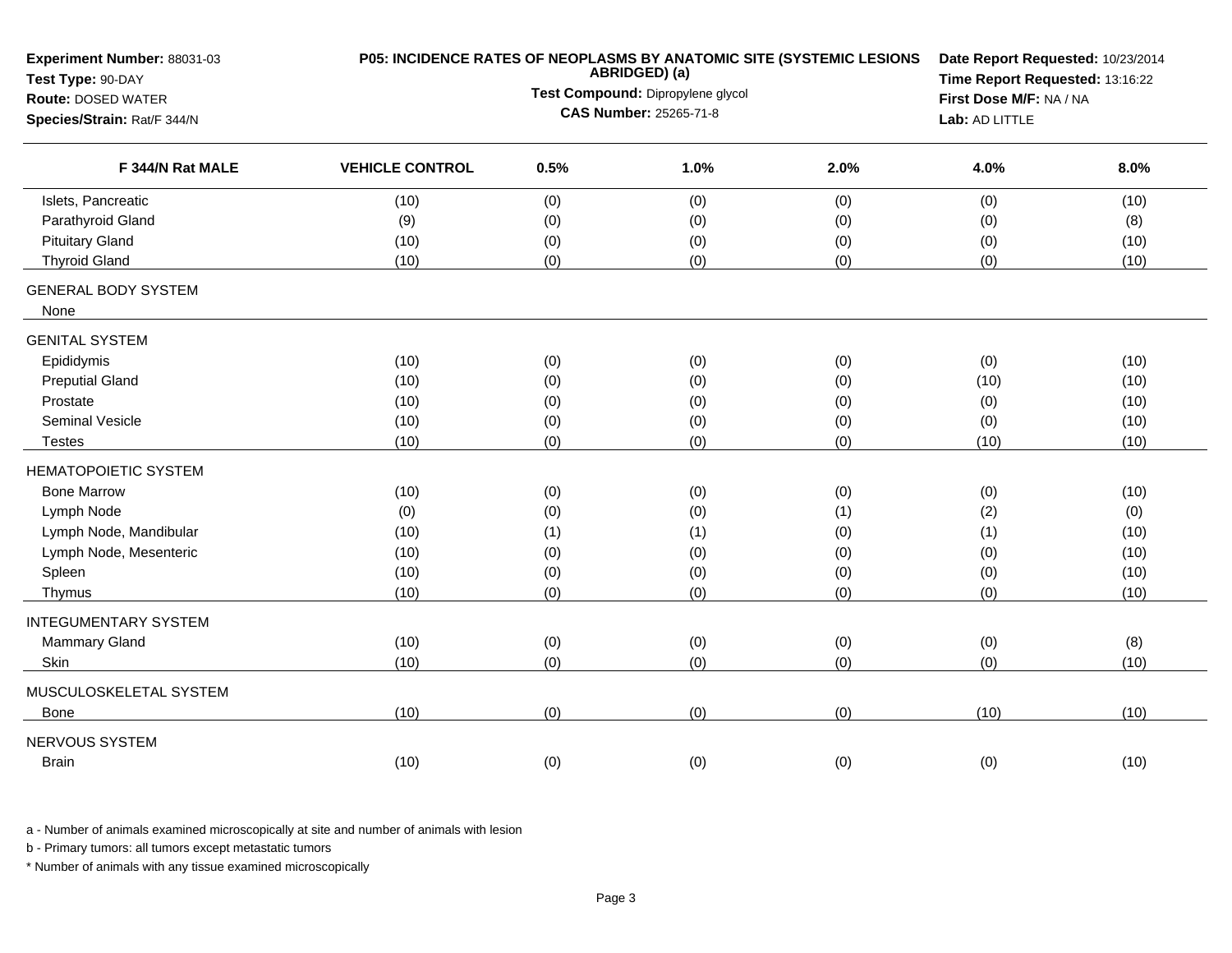**Experiment Number:** 88031-03
**Test Type:** 90-DAY
**Route:** DOSED WATER
**Species/Strain:** Rat/F 344/N

**P05: INCIDENCE RATES OF NEOPLASMS BY ANATOMIC SITE (SYSTEMIC LESIONS ABRIDGED) (a)**
**Test Compound:** Dipropylene glycol
**CAS Number:** 25265-71-8

**Date Report Requested:** 10/23/2014
**Time Report Requested:** 13:16:22
**First Dose M/F:** NA / NA
**Lab:** AD LITTLE

| F 344/N Rat MALE | VEHICLE CONTROL | 0.5% | 1.0% | 2.0% | 4.0% | 8.0% |
|---|---|---|---|---|---|---|
| Islets, Pancreatic | (10) | (0) | (0) | (0) | (0) | (10) |
| Parathyroid Gland | (9) | (0) | (0) | (0) | (0) | (8) |
| Pituitary Gland | (10) | (0) | (0) | (0) | (0) | (10) |
| Thyroid Gland | (10) | (0) | (0) | (0) | (0) | (10) |
| GENERAL BODY SYSTEM | | | | | | |
| None | | | | | | |
| GENITAL SYSTEM | | | | | | |
| Epididymis | (10) | (0) | (0) | (0) | (0) | (10) |
| Preputial Gland | (10) | (0) | (0) | (0) | (10) | (10) |
| Prostate | (10) | (0) | (0) | (0) | (0) | (10) |
| Seminal Vesicle | (10) | (0) | (0) | (0) | (0) | (10) |
| Testes | (10) | (0) | (0) | (0) | (10) | (10) |
| HEMATOPOIETIC SYSTEM | | | | | | |
| Bone Marrow | (10) | (0) | (0) | (0) | (0) | (10) |
| Lymph Node | (0) | (0) | (0) | (1) | (2) | (0) |
| Lymph Node, Mandibular | (10) | (1) | (1) | (0) | (1) | (10) |
| Lymph Node, Mesenteric | (10) | (0) | (0) | (0) | (0) | (10) |
| Spleen | (10) | (0) | (0) | (0) | (0) | (10) |
| Thymus | (10) | (0) | (0) | (0) | (0) | (10) |
| INTEGUMENTARY SYSTEM | | | | | | |
| Mammary Gland | (10) | (0) | (0) | (0) | (0) | (8) |
| Skin | (10) | (0) | (0) | (0) | (0) | (10) |
| MUSCULOSKELETAL SYSTEM | | | | | | |
| Bone | (10) | (0) | (0) | (0) | (10) | (10) |
| NERVOUS SYSTEM | | | | | | |
| Brain | (10) | (0) | (0) | (0) | (0) | (10) |

a - Number of animals examined microscopically at site and number of animals with lesion

b - Primary tumors: all tumors except metastatic tumors

* Number of animals with any tissue examined microscopically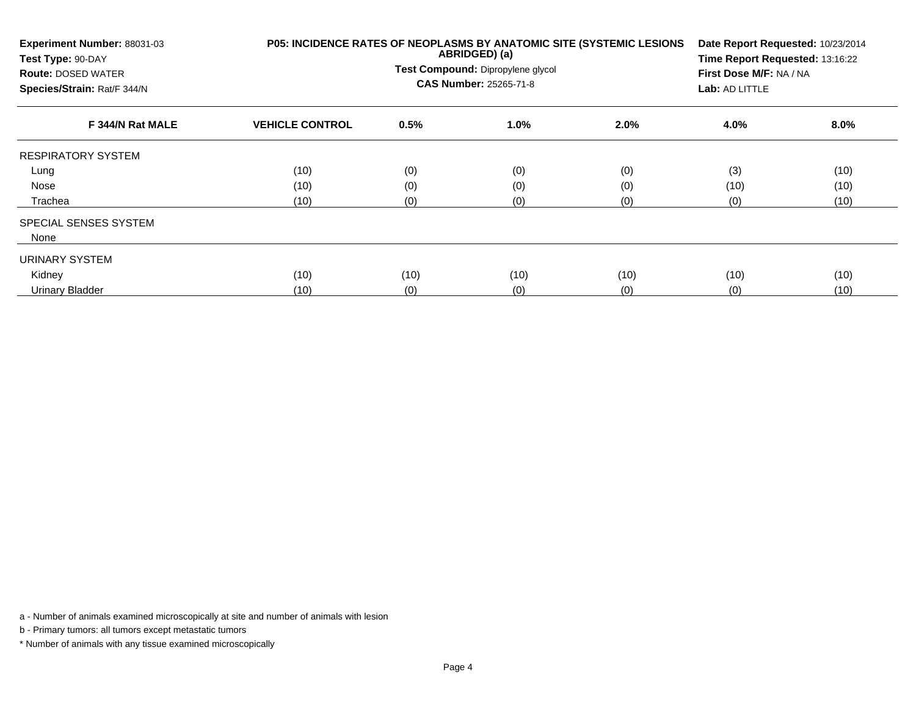**Experiment Number:** 88031-03
**Test Type:** 90-DAY
**Route:** DOSED WATER
**Species/Strain:** Rat/F 344/N

**P05: INCIDENCE RATES OF NEOPLASMS BY ANATOMIC SITE (SYSTEMIC LESIONS ABRIDGED) (a)**
**Test Compound:** Dipropylene glycol
**CAS Number:** 25265-71-8

**Date Report Requested:** 10/23/2014
**Time Report Requested:** 13:16:22
**First Dose M/F:** NA / NA
**Lab:** AD LITTLE

| F 344/N Rat MALE | VEHICLE CONTROL | 0.5% | 1.0% | 2.0% | 4.0% | 8.0% |
|---|---|---|---|---|---|---|
| RESPIRATORY SYSTEM | | | | | | |
| Lung | (10) | (0) | (0) | (0) | (3) | (10) |
| Nose | (10) | (0) | (0) | (0) | (10) | (10) |
| Trachea | (10) | (0) | (0) | (0) | (0) | (10) |
| SPECIAL SENSES SYSTEM | | | | | | |
| None | | | | | | |
| URINARY SYSTEM | | | | | | |
| Kidney | (10) | (10) | (10) | (10) | (10) | (10) |
| Urinary Bladder | (10) | (0) | (0) | (0) | (0) | (10) |

a - Number of animals examined microscopically at site and number of animals with lesion

b - Primary tumors: all tumors except metastatic tumors

* Number of animals with any tissue examined microscopically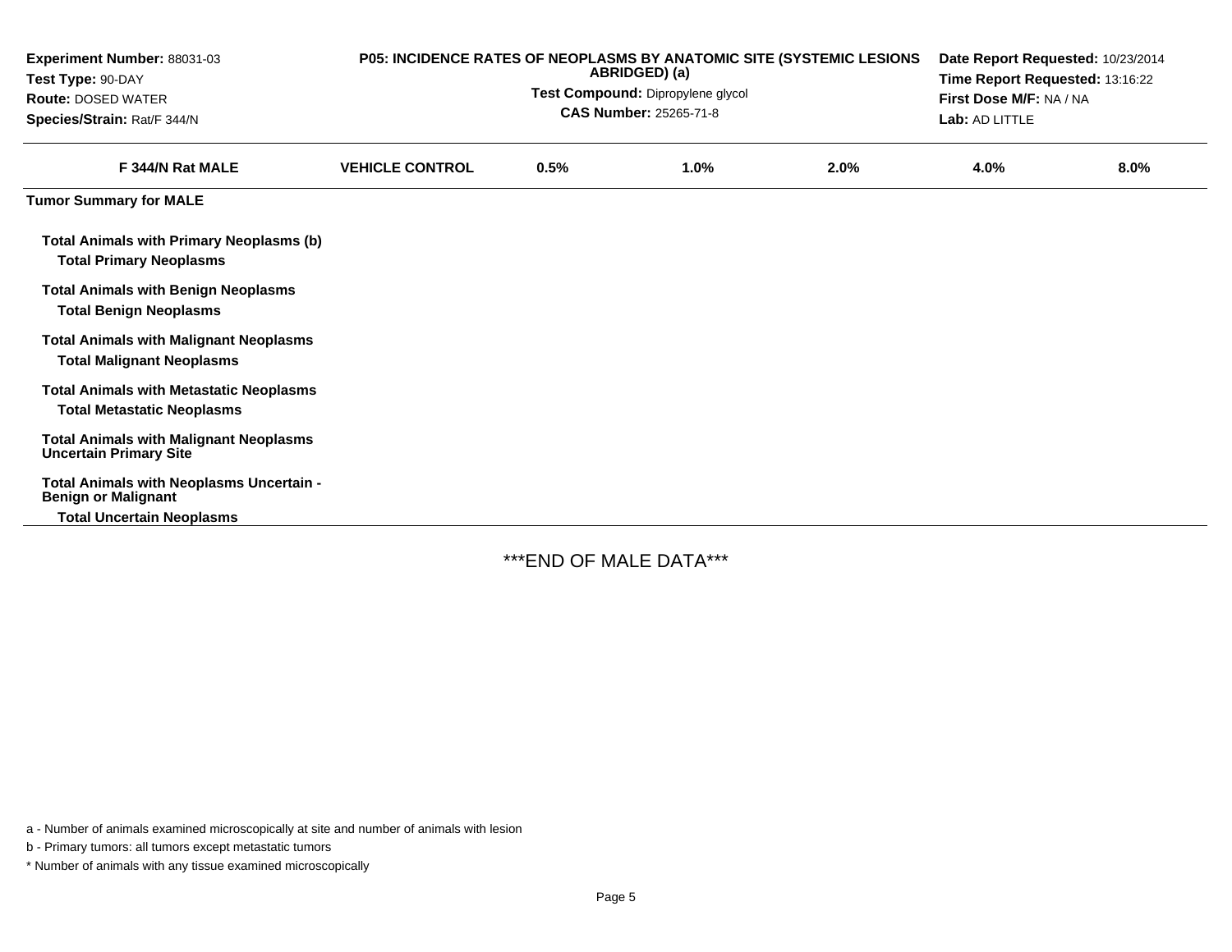**Experiment Number:** 88031-03
**Test Type:** 90-DAY
**Route:** DOSED WATER
**Species/Strain:** Rat/F 344/N

**P05: INCIDENCE RATES OF NEOPLASMS BY ANATOMIC SITE (SYSTEMIC LESIONS ABRIDGED) (a)**
**Test Compound:** Dipropylene glycol
**CAS Number:** 25265-71-8

**Date Report Requested:** 10/23/2014
**Time Report Requested:** 13:16:22
**First Dose M/F:** NA / NA
**Lab:** AD LITTLE

| F 344/N Rat MALE | VEHICLE CONTROL | 0.5% | 1.0% | 2.0% | 4.0% | 8.0% |
|---|---|---|---|---|---|---|
| **Tumor Summary for MALE** | | | | | | |
| **Total Animals with Primary Neoplasms (b)** | | | | | | |
| **Total Primary Neoplasms** | | | | | | |
| **Total Animals with Benign Neoplasms** | | | | | | |
| **Total Benign Neoplasms** | | | | | | |
| **Total Animals with Malignant Neoplasms** | | | | | | |
| **Total Malignant Neoplasms** | | | | | | |
| **Total Animals with Metastatic Neoplasms** | | | | | | |
| **Total Metastatic Neoplasms** | | | | | | |
| **Total Animals with Malignant Neoplasms Uncertain Primary Site** | | | | | | |
| **Total Animals with Neoplasms Uncertain - Benign or Malignant** | | | | | | |
| **Total Uncertain Neoplasms** | | | | | | |

***END OF MALE DATA***

a - Number of animals examined microscopically at site and number of animals with lesion

b - Primary tumors: all tumors except metastatic tumors

* Number of animals with any tissue examined microscopically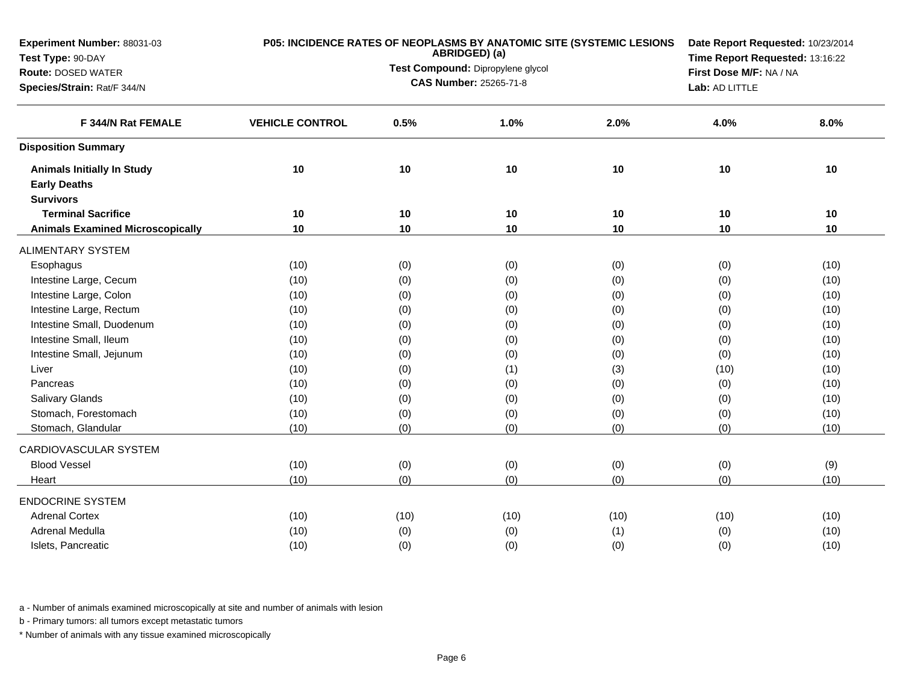**Experiment Number:** 88031-03
**Test Type:** 90-DAY
**Route:** DOSED WATER
**Species/Strain:** Rat/F 344/N

**P05: INCIDENCE RATES OF NEOPLASMS BY ANATOMIC SITE (SYSTEMIC LESIONS ABRIDGED) (a)**
**Test Compound:** Dipropylene glycol
**CAS Number:** 25265-71-8

**Date Report Requested:** 10/23/2014
**Time Report Requested:** 13:16:22
**First Dose M/F:** NA / NA
**Lab:** AD LITTLE

| F 344/N Rat FEMALE | VEHICLE CONTROL | 0.5% | 1.0% | 2.0% | 4.0% | 8.0% |
|---|---|---|---|---|---|---|
| **Disposition Summary** | | | | | | |
| **Animals Initially In Study** | **10** | **10** | **10** | **10** | **10** | **10** |
| **Early Deaths** | | | | | | |
| **Survivors** | | | | | | |
| **Terminal Sacrifice** | **10** | **10** | **10** | **10** | **10** | **10** |
| **Animals Examined Microscopically** | **10** | **10** | **10** | **10** | **10** | **10** |
| ALIMENTARY SYSTEM | | | | | | |
| Esophagus | (10) | (0) | (0) | (0) | (0) | (10) |
| Intestine Large, Cecum | (10) | (0) | (0) | (0) | (0) | (10) |
| Intestine Large, Colon | (10) | (0) | (0) | (0) | (0) | (10) |
| Intestine Large, Rectum | (10) | (0) | (0) | (0) | (0) | (10) |
| Intestine Small, Duodenum | (10) | (0) | (0) | (0) | (0) | (10) |
| Intestine Small, Ileum | (10) | (0) | (0) | (0) | (0) | (10) |
| Intestine Small, Jejunum | (10) | (0) | (0) | (0) | (0) | (10) |
| Liver | (10) | (0) | (1) | (3) | (10) | (10) |
| Pancreas | (10) | (0) | (0) | (0) | (0) | (10) |
| Salivary Glands | (10) | (0) | (0) | (0) | (0) | (10) |
| Stomach, Forestomach | (10) | (0) | (0) | (0) | (0) | (10) |
| Stomach, Glandular | (10) | (0) | (0) | (0) | (0) | (10) |
| CARDIOVASCULAR SYSTEM | | | | | | |
| Blood Vessel | (10) | (0) | (0) | (0) | (0) | (9) |
| Heart | (10) | (0) | (0) | (0) | (0) | (10) |
| ENDOCRINE SYSTEM | | | | | | |
| Adrenal Cortex | (10) | (10) | (10) | (10) | (10) | (10) |
| Adrenal Medulla | (10) | (0) | (0) | (1) | (0) | (10) |
| Islets, Pancreatic | (10) | (0) | (0) | (0) | (0) | (10) |

a - Number of animals examined microscopically at site and number of animals with lesion

b - Primary tumors: all tumors except metastatic tumors

* Number of animals with any tissue examined microscopically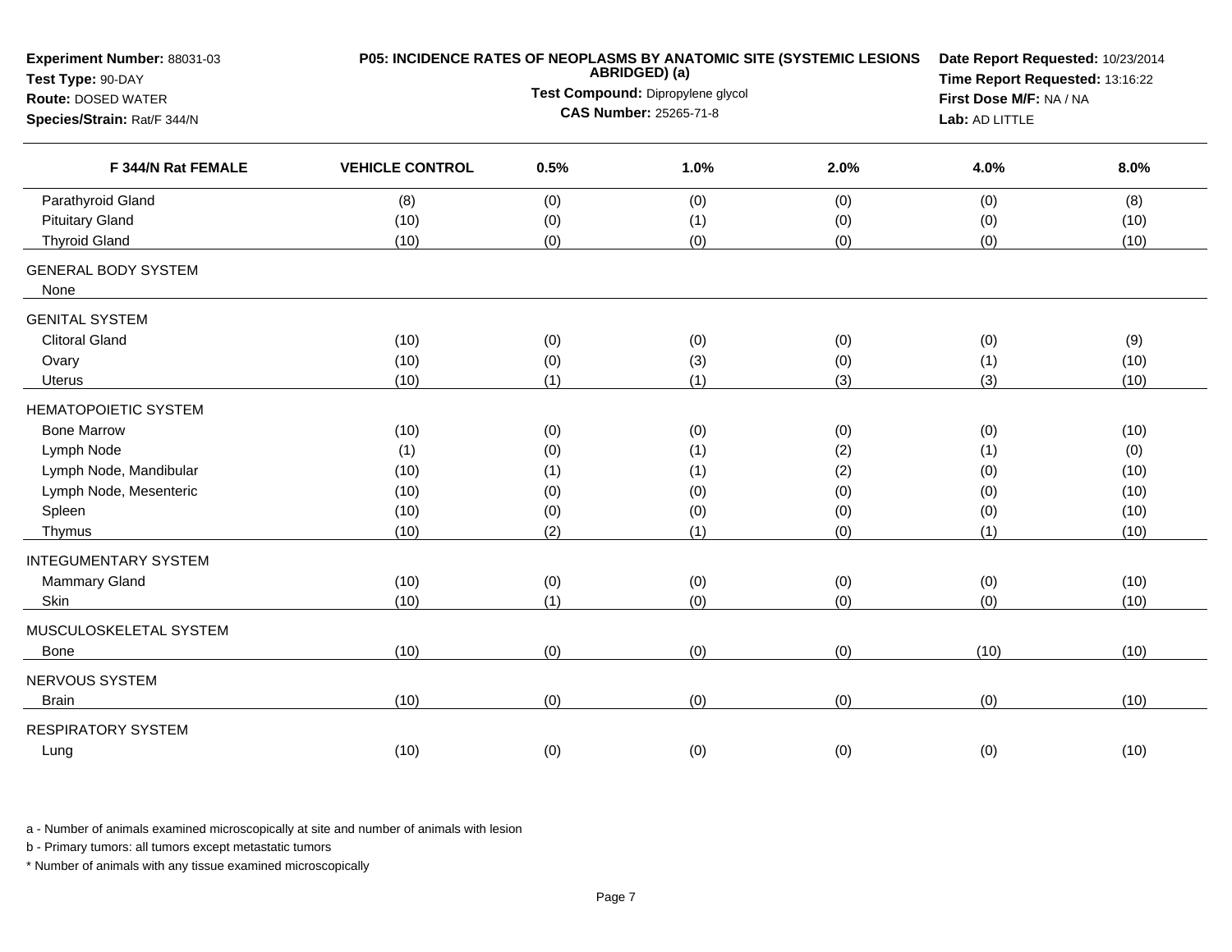**Experiment Number:** 88031-03
**Test Type:** 90-DAY
**Route:** DOSED WATER
**Species/Strain:** Rat/F 344/N

**P05: INCIDENCE RATES OF NEOPLASMS BY ANATOMIC SITE (SYSTEMIC LESIONS ABRIDGED) (a)**
**Test Compound:** Dipropylene glycol
**CAS Number:** 25265-71-8

**Date Report Requested:** 10/23/2014
**Time Report Requested:** 13:16:22
**First Dose M/F:** NA / NA
**Lab:** AD LITTLE

| F 344/N Rat FEMALE | VEHICLE CONTROL | 0.5% | 1.0% | 2.0% | 4.0% | 8.0% |
|---|---|---|---|---|---|---|
| Parathyroid Gland | (8) | (0) | (0) | (0) | (0) | (8) |
| Pituitary Gland | (10) | (0) | (1) | (0) | (0) | (10) |
| Thyroid Gland | (10) | (0) | (0) | (0) | (0) | (10) |
| GENERAL BODY SYSTEM | | | | | | |
| None | | | | | | |
| GENITAL SYSTEM | | | | | | |
| Clitoral Gland | (10) | (0) | (0) | (0) | (0) | (9) |
| Ovary | (10) | (0) | (3) | (0) | (1) | (10) |
| Uterus | (10) | (1) | (1) | (3) | (3) | (10) |
| HEMATOPOIETIC SYSTEM | | | | | | |
| Bone Marrow | (10) | (0) | (0) | (0) | (0) | (10) |
| Lymph Node | (1) | (0) | (1) | (2) | (1) | (0) |
| Lymph Node, Mandibular | (10) | (1) | (1) | (2) | (0) | (10) |
| Lymph Node, Mesenteric | (10) | (0) | (0) | (0) | (0) | (10) |
| Spleen | (10) | (0) | (0) | (0) | (0) | (10) |
| Thymus | (10) | (2) | (1) | (0) | (1) | (10) |
| INTEGUMENTARY SYSTEM | | | | | | |
| Mammary Gland | (10) | (0) | (0) | (0) | (0) | (10) |
| Skin | (10) | (1) | (0) | (0) | (0) | (10) |
| MUSCULOSKELETAL SYSTEM | | | | | | |
| Bone | (10) | (0) | (0) | (0) | (10) | (10) |
| NERVOUS SYSTEM | | | | | | |
| Brain | (10) | (0) | (0) | (0) | (0) | (10) |
| RESPIRATORY SYSTEM | | | | | | |
| Lung | (10) | (0) | (0) | (0) | (0) | (10) |

a - Number of animals examined microscopically at site and number of animals with lesion

b - Primary tumors: all tumors except metastatic tumors

* Number of animals with any tissue examined microscopically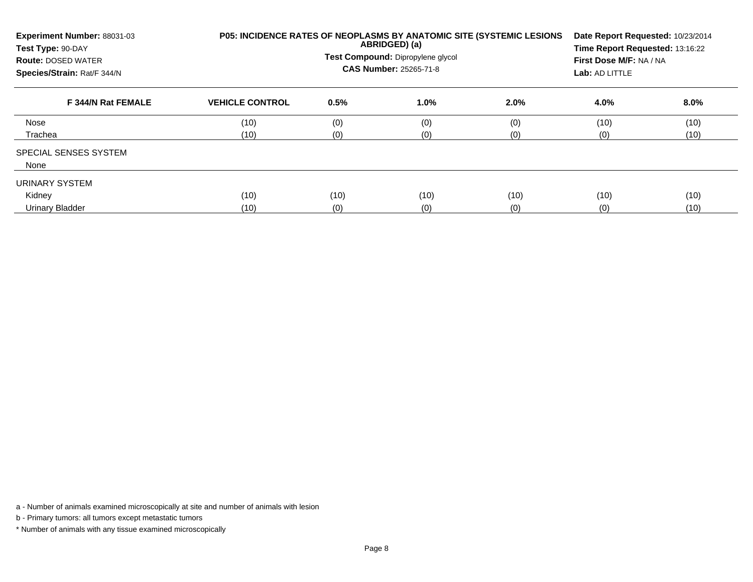**Experiment Number:** 88031-03
**Test Type:** 90-DAY
**Route:** DOSED WATER
**Species/Strain:** Rat/F 344/N

**P05: INCIDENCE RATES OF NEOPLASMS BY ANATOMIC SITE (SYSTEMIC LESIONS ABRIDGED) (a)**
**Test Compound:** Dipropylene glycol
**CAS Number:** 25265-71-8

**Date Report Requested:** 10/23/2014
**Time Report Requested:** 13:16:22
**First Dose M/F:** NA / NA
**Lab:** AD LITTLE

| F 344/N Rat FEMALE | VEHICLE CONTROL | 0.5% | 1.0% | 2.0% | 4.0% | 8.0% |
|---|---|---|---|---|---|---|
| Nose | (10) | (0) | (0) | (0) | (10) | (10) |
| Trachea | (10) | (0) | (0) | (0) | (0) | (10) |
| SPECIAL SENSES SYSTEM | | | | | | |
| None | | | | | | |
| URINARY SYSTEM | | | | | | |
| Kidney | (10) | (10) | (10) | (10) | (10) | (10) |
| Urinary Bladder | (10) | (0) | (0) | (0) | (0) | (10) |

a - Number of animals examined microscopically at site and number of animals with lesion

b - Primary tumors: all tumors except metastatic tumors

* Number of animals with any tissue examined microscopically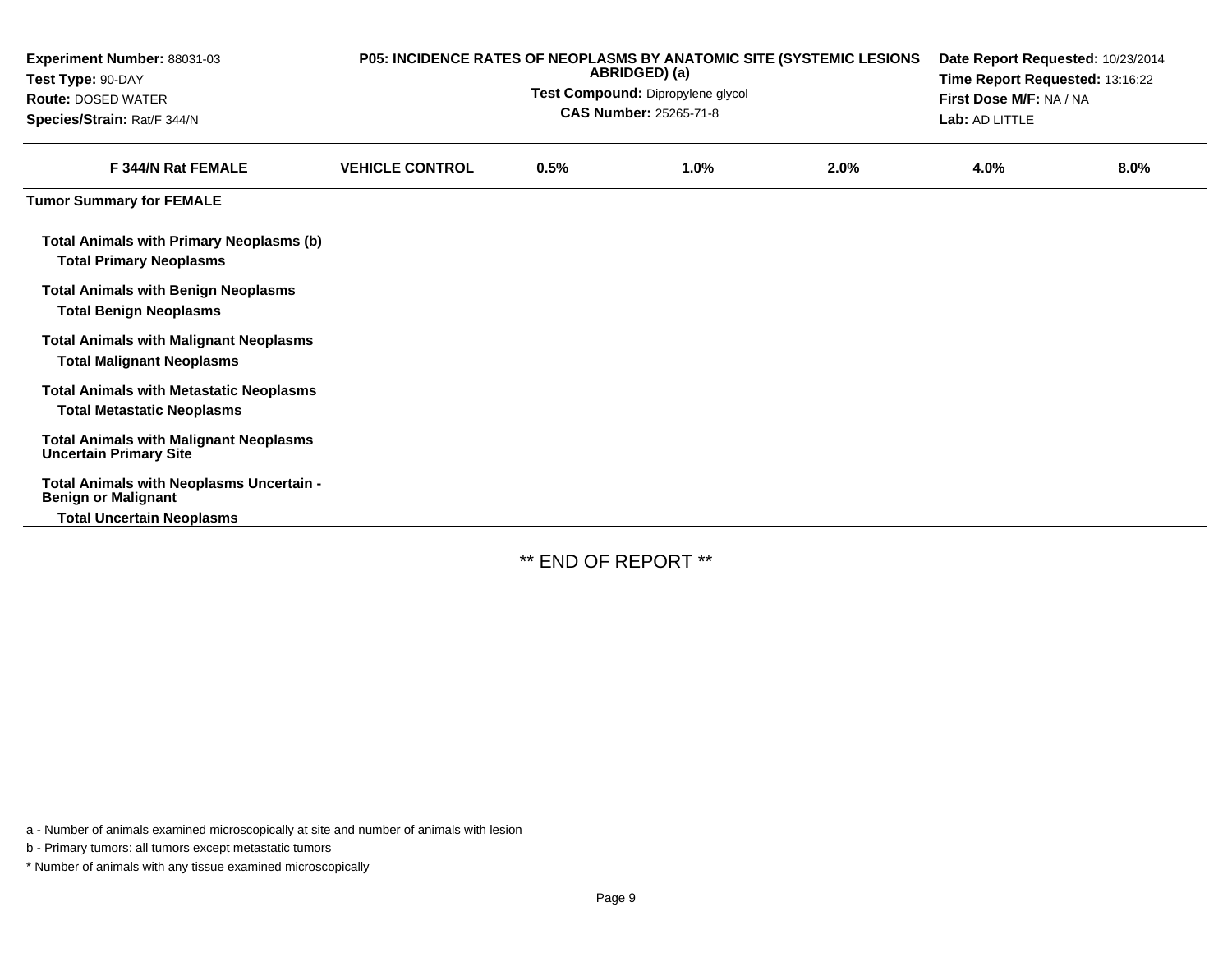| Experiment Number: 88031-03 | P05: INCIDENCE RATES OF NEOPLASMS BY ANATOMIC SITE (SYSTEMIC LESIONS ABRIDGED) (a) | Date Report Requested: 10/23/2014 |
|---|---|---|
| Test Type: 90-DAY | Test Compound: Dipropylene glycol | Time Report Requested: 13:16:22 |
| Route: DOSED WATER | CAS Number: 25265-71-8 | First Dose M/F: NA / NA |
| Species/Strain: Rat/F 344/N | | Lab: AD LITTLE |

| F 344/N Rat FEMALE | VEHICLE CONTROL | 0.5% | 1.0% | 2.0% | 4.0% | 8.0% |
|---|---|---|---|---|---|---|
| **Tumor Summary for FEMALE** | | | | | | |
| **Total Animals with Primary Neoplasms (b)** | | | | | | |
| **Total Primary Neoplasms** | | | | | | |
| **Total Animals with Benign Neoplasms** | | | | | | |
| **Total Benign Neoplasms** | | | | | | |
| **Total Animals with Malignant Neoplasms** | | | | | | |
| **Total Malignant Neoplasms** | | | | | | |
| **Total Animals with Metastatic Neoplasms** | | | | | | |
| **Total Metastatic Neoplasms** | | | | | | |
| **Total Animals with Malignant Neoplasms Uncertain Primary Site** | | | | | | |
| **Total Animals with Neoplasms Uncertain - Benign or Malignant** | | | | | | |
| **Total Uncertain Neoplasms** | | | | | | |

** END OF REPORT **

a - Number of animals examined microscopically at site and number of animals with lesion

b - Primary tumors: all tumors except metastatic tumors

* Number of animals with any tissue examined microscopically